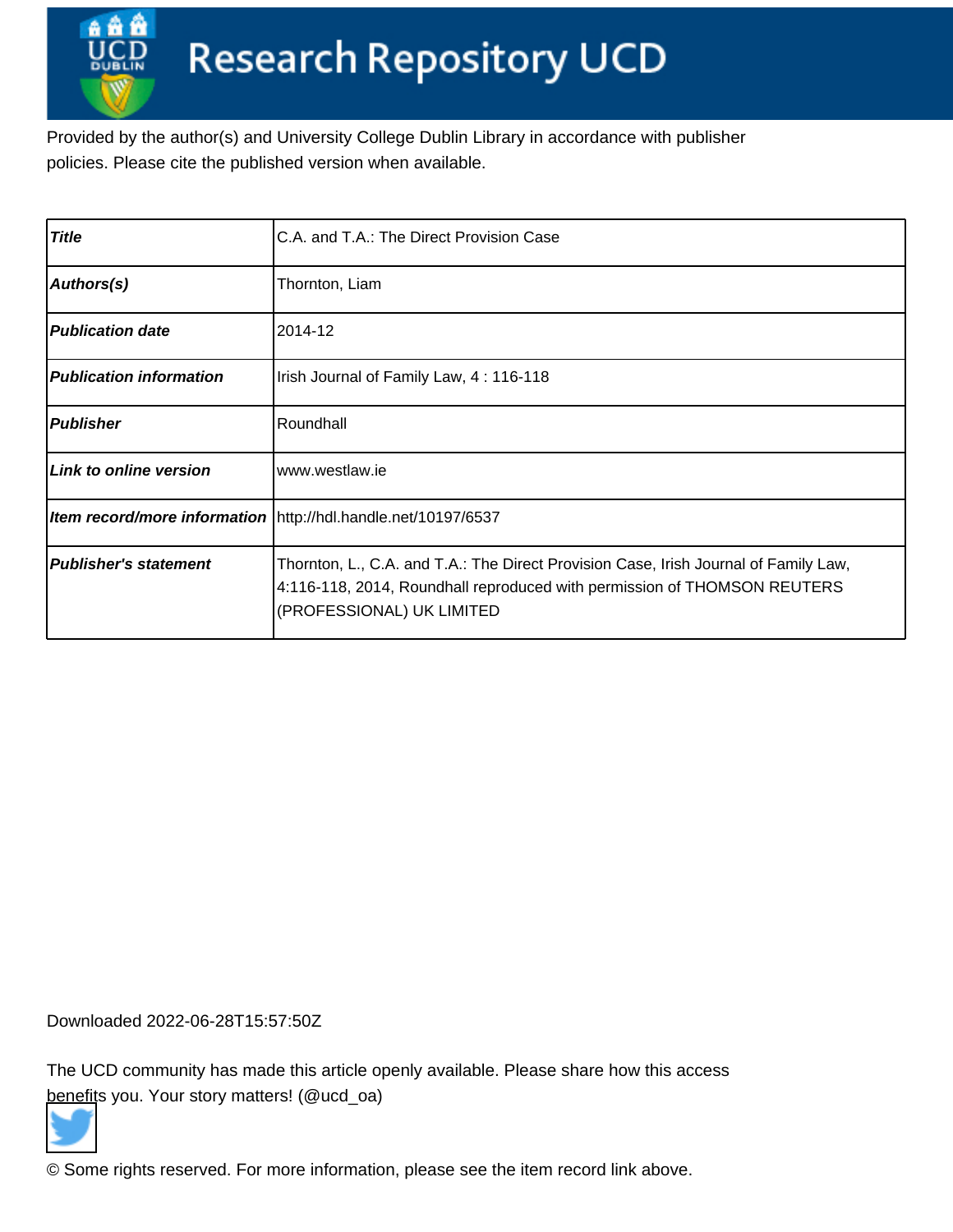# Research Repository UCD

Provided by the author(s) and University College Dublin Library in accordance with publisher policies. Please cite the published version when available.

| | |
|---|---|
| ***Title*** | C.A. and T.A.: The Direct Provision Case |
| ***Authors(s)*** | Thornton, Liam |
| ***Publication date*** | 2014-12 |
| ***Publication information*** | Irish Journal of Family Law, 4 : 116-118 |
| ***Publisher*** | Roundhall |
| ***Link to online version*** | www.westlaw.ie |
| ***Item record/more information*** | http://hdl.handle.net/10197/6537 |
| ***Publisher's statement*** | Thornton, L., C.A. and T.A.: The Direct Provision Case, Irish Journal of Family Law, 4:116-118, 2014, Roundhall reproduced with permission of THOMSON REUTERS (PROFESSIONAL) UK LIMITED |

Downloaded 2022-06-28T15:57:50Z

The UCD community has made this article openly available. Please share how this access benefits you. Your story matters! (@ucd_oa)

© Some rights reserved. For more information, please see the item record link above.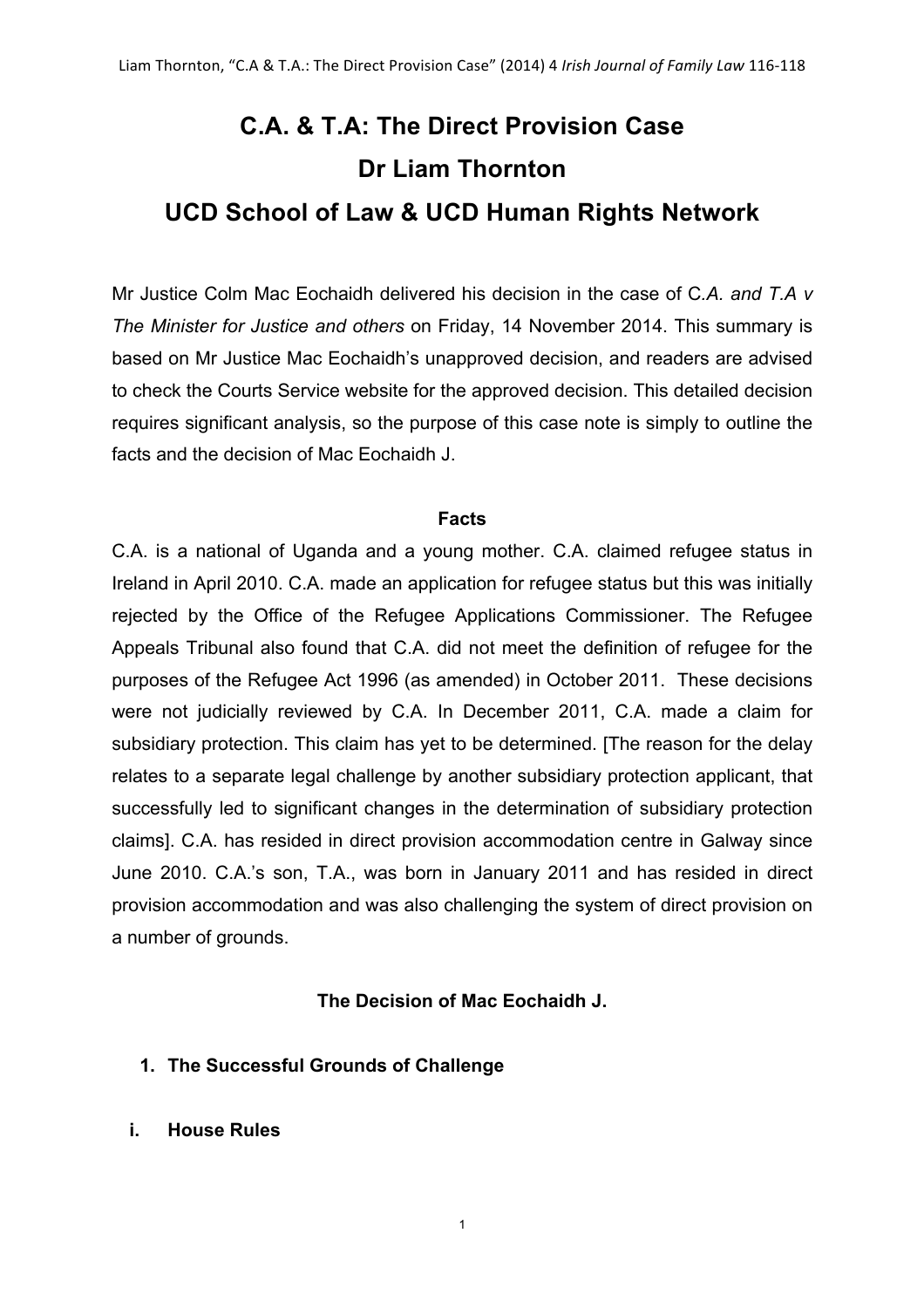# C.A. & T.A: The Direct Provision Case
# Dr Liam Thornton
# UCD School of Law & UCD Human Rights Network

Mr Justice Colm Mac Eochaidh delivered his decision in the case of C*.A. and T.A v The Minister for Justice and others* on Friday, 14 November 2014. This summary is based on Mr Justice Mac Eochaidh's unapproved decision, and readers are advised to check the Courts Service website for the approved decision. This detailed decision requires significant analysis, so the purpose of this case note is simply to outline the facts and the decision of Mac Eochaidh J.

## Facts

C.A. is a national of Uganda and a young mother. C.A. claimed refugee status in Ireland in April 2010. C.A. made an application for refugee status but this was initially rejected by the Office of the Refugee Applications Commissioner. The Refugee Appeals Tribunal also found that C.A. did not meet the definition of refugee for the purposes of the Refugee Act 1996 (as amended) in October 2011. These decisions were not judicially reviewed by C.A. In December 2011, C.A. made a claim for subsidiary protection. This claim has yet to be determined. [The reason for the delay relates to a separate legal challenge by another subsidiary protection applicant, that successfully led to significant changes in the determination of subsidiary protection claims]. C.A. has resided in direct provision accommodation centre in Galway since June 2010. C.A.'s son, T.A., was born in January 2011 and has resided in direct provision accommodation and was also challenging the system of direct provision on a number of grounds.

## The Decision of Mac Eochaidh J.

### 1. The Successful Grounds of Challenge

#### i. House Rules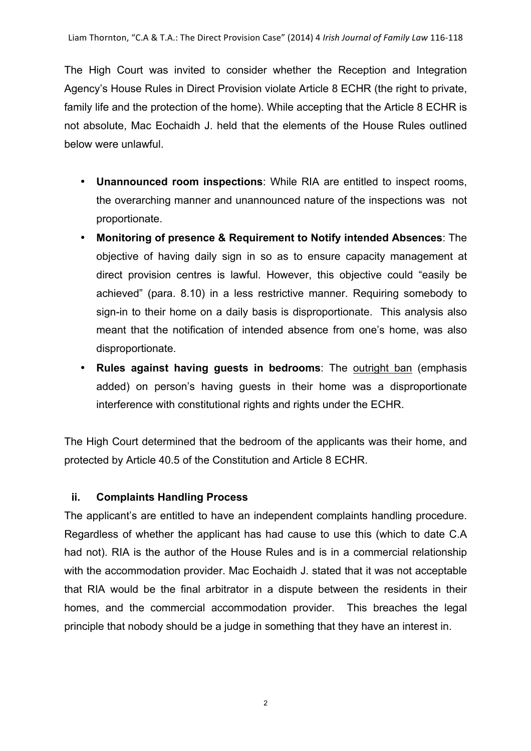The High Court was invited to consider whether the Reception and Integration Agency's House Rules in Direct Provision violate Article 8 ECHR (the right to private, family life and the protection of the home). While accepting that the Article 8 ECHR is not absolute, Mac Eochaidh J. held that the elements of the House Rules outlined below were unlawful.

- **Unannounced room inspections**: While RIA are entitled to inspect rooms, the overarching manner and unannounced nature of the inspections was not proportionate.
- **Monitoring of presence & Requirement to Notify intended Absences**: The objective of having daily sign in so as to ensure capacity management at direct provision centres is lawful. However, this objective could "easily be achieved" (para. 8.10) in a less restrictive manner. Requiring somebody to sign-in to their home on a daily basis is disproportionate. This analysis also meant that the notification of intended absence from one's home, was also disproportionate.
- **Rules against having guests in bedrooms**: The <u>outright ban</u> (emphasis added) on person's having guests in their home was a disproportionate interference with constitutional rights and rights under the ECHR.

The High Court determined that the bedroom of the applicants was their home, and protected by Article 40.5 of the Constitution and Article 8 ECHR.

### ii. Complaints Handling Process

The applicant's are entitled to have an independent complaints handling procedure. Regardless of whether the applicant has had cause to use this (which to date C.A had not). RIA is the author of the House Rules and is in a commercial relationship with the accommodation provider. Mac Eochaidh J. stated that it was not acceptable that RIA would be the final arbitrator in a dispute between the residents in their homes, and the commercial accommodation provider. This breaches the legal principle that nobody should be a judge in something that they have an interest in.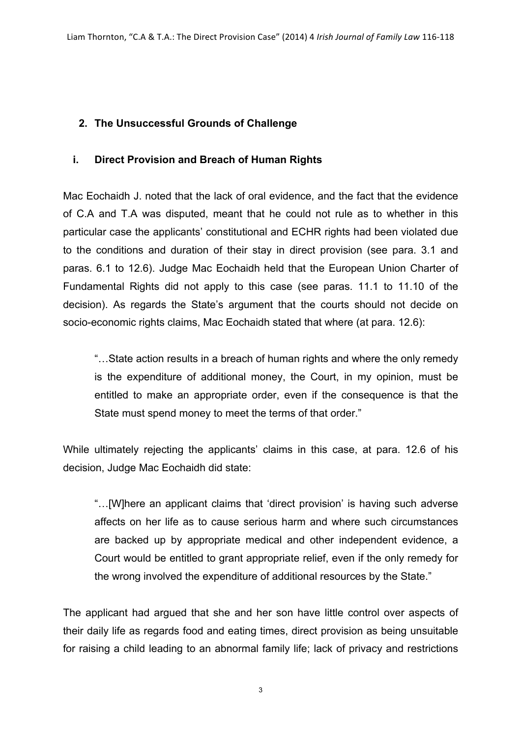## 2. The Unsuccessful Grounds of Challenge

### i. Direct Provision and Breach of Human Rights

Mac Eochaidh J. noted that the lack of oral evidence, and the fact that the evidence of C.A and T.A was disputed, meant that he could not rule as to whether in this particular case the applicants' constitutional and ECHR rights had been violated due to the conditions and duration of their stay in direct provision (see para. 3.1 and paras. 6.1 to 12.6). Judge Mac Eochaidh held that the European Union Charter of Fundamental Rights did not apply to this case (see paras. 11.1 to 11.10 of the decision). As regards the State's argument that the courts should not decide on socio-economic rights claims, Mac Eochaidh stated that where (at para. 12.6):

> "…State action results in a breach of human rights and where the only remedy is the expenditure of additional money, the Court, in my opinion, must be entitled to make an appropriate order, even if the consequence is that the State must spend money to meet the terms of that order."

While ultimately rejecting the applicants' claims in this case, at para. 12.6 of his decision, Judge Mac Eochaidh did state:

> "…[W]here an applicant claims that 'direct provision' is having such adverse affects on her life as to cause serious harm and where such circumstances are backed up by appropriate medical and other independent evidence, a Court would be entitled to grant appropriate relief, even if the only remedy for the wrong involved the expenditure of additional resources by the State."

The applicant had argued that she and her son have little control over aspects of their daily life as regards food and eating times, direct provision as being unsuitable for raising a child leading to an abnormal family life; lack of privacy and restrictions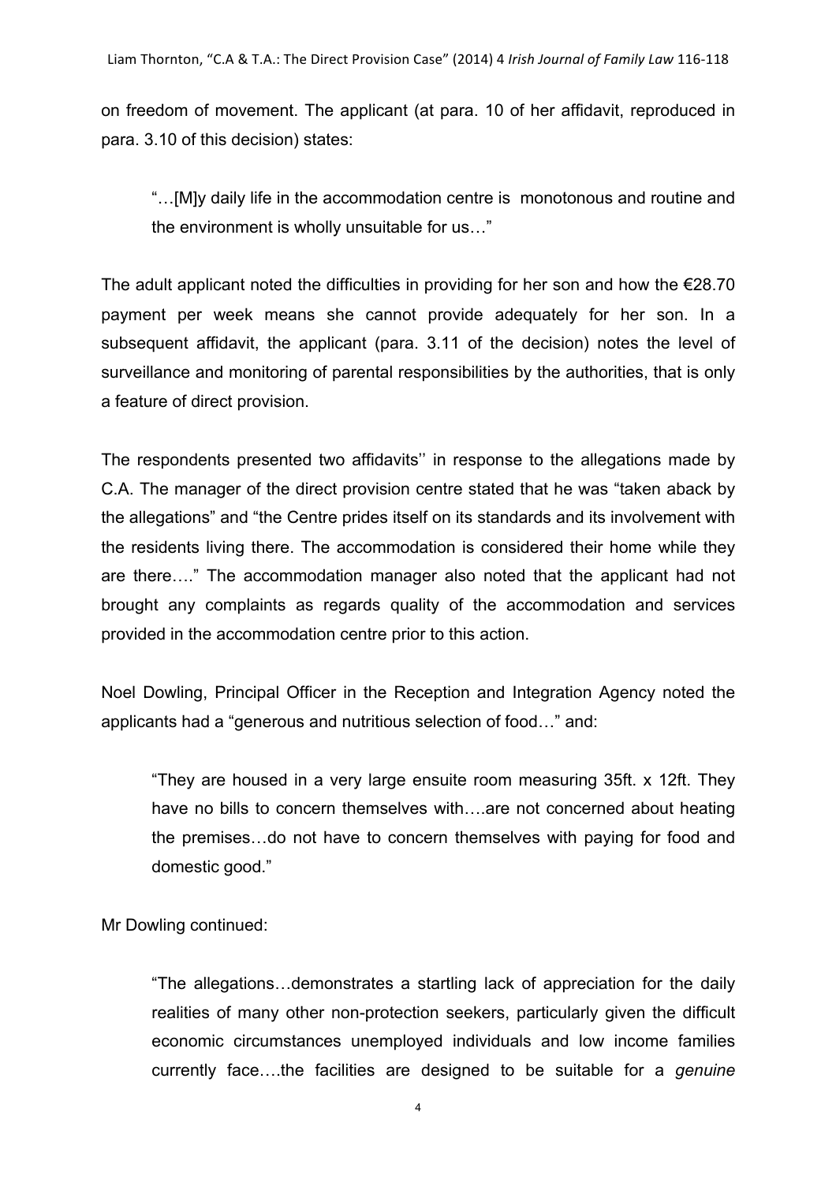on freedom of movement. The applicant (at para. 10 of her affidavit, reproduced in para. 3.10 of this decision) states:

> "…[M]y daily life in the accommodation centre is monotonous and routine and the environment is wholly unsuitable for us…"

The adult applicant noted the difficulties in providing for her son and how the €28.70 payment per week means she cannot provide adequately for her son. In a subsequent affidavit, the applicant (para. 3.11 of the decision) notes the level of surveillance and monitoring of parental responsibilities by the authorities, that is only a feature of direct provision.

The respondents presented two affidavits'' in response to the allegations made by C.A. The manager of the direct provision centre stated that he was "taken aback by the allegations" and "the Centre prides itself on its standards and its involvement with the residents living there. The accommodation is considered their home while they are there…." The accommodation manager also noted that the applicant had not brought any complaints as regards quality of the accommodation and services provided in the accommodation centre prior to this action.

Noel Dowling, Principal Officer in the Reception and Integration Agency noted the applicants had a "generous and nutritious selection of food…" and:

> "They are housed in a very large ensuite room measuring 35ft. x 12ft. They have no bills to concern themselves with….are not concerned about heating the premises…do not have to concern themselves with paying for food and domestic good."

Mr Dowling continued:

> "The allegations…demonstrates a startling lack of appreciation for the daily realities of many other non-protection seekers, particularly given the difficult economic circumstances unemployed individuals and low income families currently face….the facilities are designed to be suitable for a *genuine*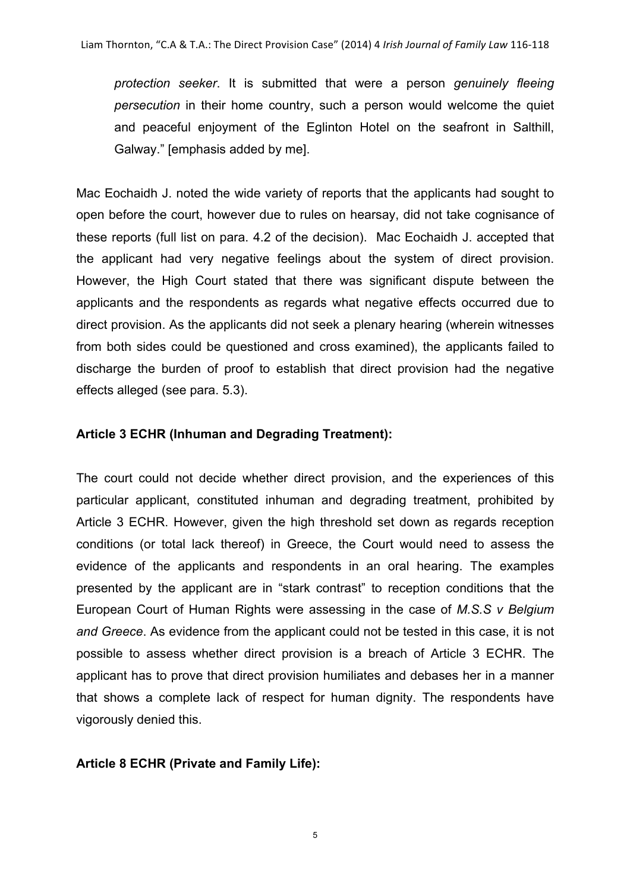*protection seeker*. It is submitted that were a person *genuinely fleeing persecution* in their home country, such a person would welcome the quiet and peaceful enjoyment of the Eglinton Hotel on the seafront in Salthill, Galway." [emphasis added by me].

Mac Eochaidh J. noted the wide variety of reports that the applicants had sought to open before the court, however due to rules on hearsay, did not take cognisance of these reports (full list on para. 4.2 of the decision). Mac Eochaidh J. accepted that the applicant had very negative feelings about the system of direct provision. However, the High Court stated that there was significant dispute between the applicants and the respondents as regards what negative effects occurred due to direct provision. As the applicants did not seek a plenary hearing (wherein witnesses from both sides could be questioned and cross examined), the applicants failed to discharge the burden of proof to establish that direct provision had the negative effects alleged (see para. 5.3).

**Article 3 ECHR (Inhuman and Degrading Treatment):**

The court could not decide whether direct provision, and the experiences of this particular applicant, constituted inhuman and degrading treatment, prohibited by Article 3 ECHR. However, given the high threshold set down as regards reception conditions (or total lack thereof) in Greece, the Court would need to assess the evidence of the applicants and respondents in an oral hearing. The examples presented by the applicant are in "stark contrast" to reception conditions that the European Court of Human Rights were assessing in the case of *M.S.S v Belgium and Greece*. As evidence from the applicant could not be tested in this case, it is not possible to assess whether direct provision is a breach of Article 3 ECHR. The applicant has to prove that direct provision humiliates and debases her in a manner that shows a complete lack of respect for human dignity. The respondents have vigorously denied this.

**Article 8 ECHR (Private and Family Life):**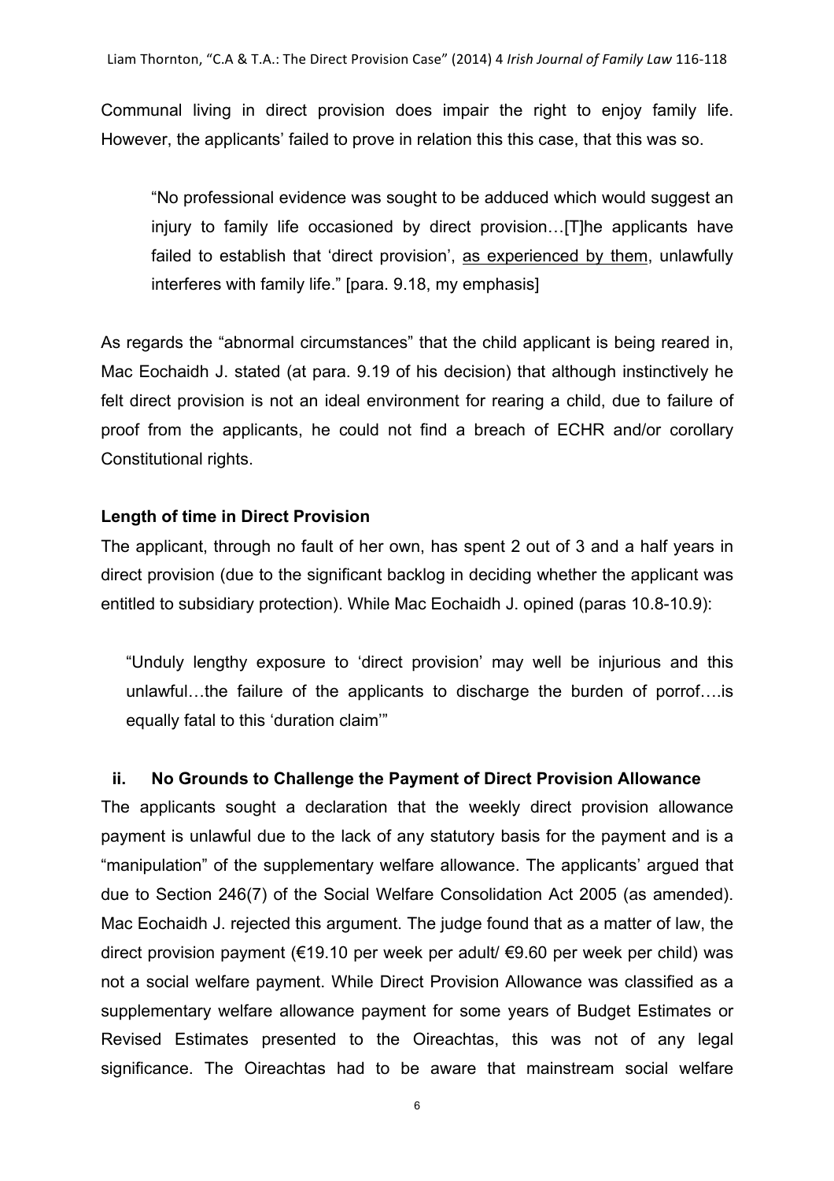Communal living in direct provision does impair the right to enjoy family life. However, the applicants' failed to prove in relation this this case, that this was so.

> "No professional evidence was sought to be adduced which would suggest an injury to family life occasioned by direct provision…[T]he applicants have failed to establish that 'direct provision', as experienced by them, unlawfully interferes with family life." [para. 9.18, my emphasis]

As regards the "abnormal circumstances" that the child applicant is being reared in, Mac Eochaidh J. stated (at para. 9.19 of his decision) that although instinctively he felt direct provision is not an ideal environment for rearing a child, due to failure of proof from the applicants, he could not find a breach of ECHR and/or corollary Constitutional rights.

**Length of time in Direct Provision**

The applicant, through no fault of her own, has spent 2 out of 3 and a half years in direct provision (due to the significant backlog in deciding whether the applicant was entitled to subsidiary protection). While Mac Eochaidh J. opined (paras 10.8-10.9):

> "Unduly lengthy exposure to 'direct provision' may well be injurious and this unlawful…the failure of the applicants to discharge the burden of porrof….is equally fatal to this 'duration claim'"

### ii. No Grounds to Challenge the Payment of Direct Provision Allowance

The applicants sought a declaration that the weekly direct provision allowance payment is unlawful due to the lack of any statutory basis for the payment and is a "manipulation" of the supplementary welfare allowance. The applicants' argued that due to Section 246(7) of the Social Welfare Consolidation Act 2005 (as amended). Mac Eochaidh J. rejected this argument. The judge found that as a matter of law, the direct provision payment (€19.10 per week per adult/ €9.60 per week per child) was not a social welfare payment. While Direct Provision Allowance was classified as a supplementary welfare allowance payment for some years of Budget Estimates or Revised Estimates presented to the Oireachtas, this was not of any legal significance. The Oireachtas had to be aware that mainstream social welfare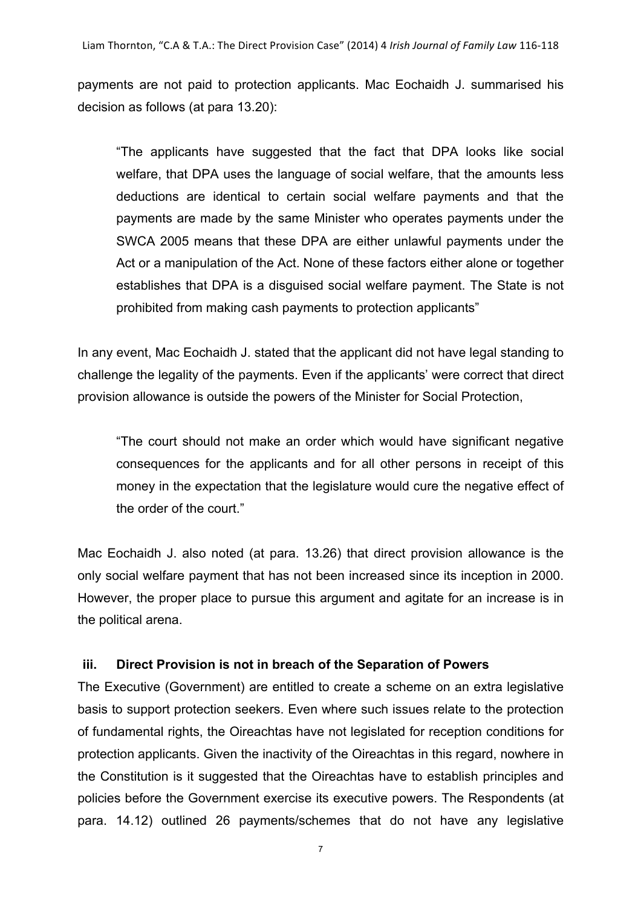payments are not paid to protection applicants. Mac Eochaidh J. summarised his decision as follows (at para 13.20):

> "The applicants have suggested that the fact that DPA looks like social welfare, that DPA uses the language of social welfare, that the amounts less deductions are identical to certain social welfare payments and that the payments are made by the same Minister who operates payments under the SWCA 2005 means that these DPA are either unlawful payments under the Act or a manipulation of the Act. None of these factors either alone or together establishes that DPA is a disguised social welfare payment. The State is not prohibited from making cash payments to protection applicants"

In any event, Mac Eochaidh J. stated that the applicant did not have legal standing to challenge the legality of the payments. Even if the applicants' were correct that direct provision allowance is outside the powers of the Minister for Social Protection,

> "The court should not make an order which would have significant negative consequences for the applicants and for all other persons in receipt of this money in the expectation that the legislature would cure the negative effect of the order of the court."

Mac Eochaidh J. also noted (at para. 13.26) that direct provision allowance is the only social welfare payment that has not been increased since its inception in 2000. However, the proper place to pursue this argument and agitate for an increase is in the political arena.

### iii. Direct Provision is not in breach of the Separation of Powers

The Executive (Government) are entitled to create a scheme on an extra legislative basis to support protection seekers. Even where such issues relate to the protection of fundamental rights, the Oireachtas have not legislated for reception conditions for protection applicants. Given the inactivity of the Oireachtas in this regard, nowhere in the Constitution is it suggested that the Oireachtas have to establish principles and policies before the Government exercise its executive powers. The Respondents (at para. 14.12) outlined 26 payments/schemes that do not have any legislative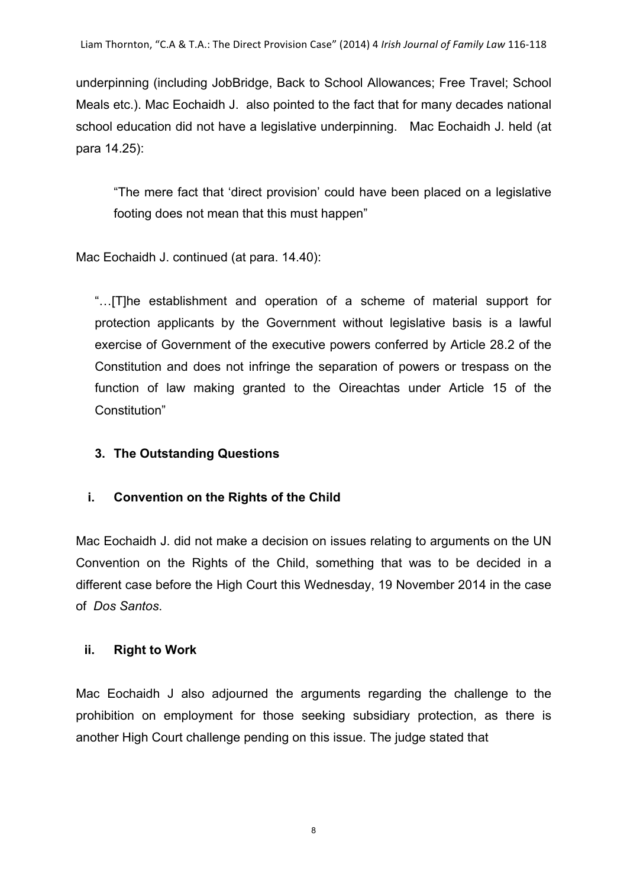underpinning (including JobBridge, Back to School Allowances; Free Travel; School Meals etc.). Mac Eochaidh J. also pointed to the fact that for many decades national school education did not have a legislative underpinning. Mac Eochaidh J. held (at para 14.25):

> "The mere fact that 'direct provision' could have been placed on a legislative footing does not mean that this must happen"

Mac Eochaidh J. continued (at para. 14.40):

> "…[T]he establishment and operation of a scheme of material support for protection applicants by the Government without legislative basis is a lawful exercise of Government of the executive powers conferred by Article 28.2 of the Constitution and does not infringe the separation of powers or trespass on the function of law making granted to the Oireachtas under Article 15 of the Constitution"

### 3. The Outstanding Questions

#### i. Convention on the Rights of the Child

Mac Eochaidh J. did not make a decision on issues relating to arguments on the UN Convention on the Rights of the Child, something that was to be decided in a different case before the High Court this Wednesday, 19 November 2014 in the case of *Dos Santos*.

#### ii. Right to Work

Mac Eochaidh J also adjourned the arguments regarding the challenge to the prohibition on employment for those seeking subsidiary protection, as there is another High Court challenge pending on this issue. The judge stated that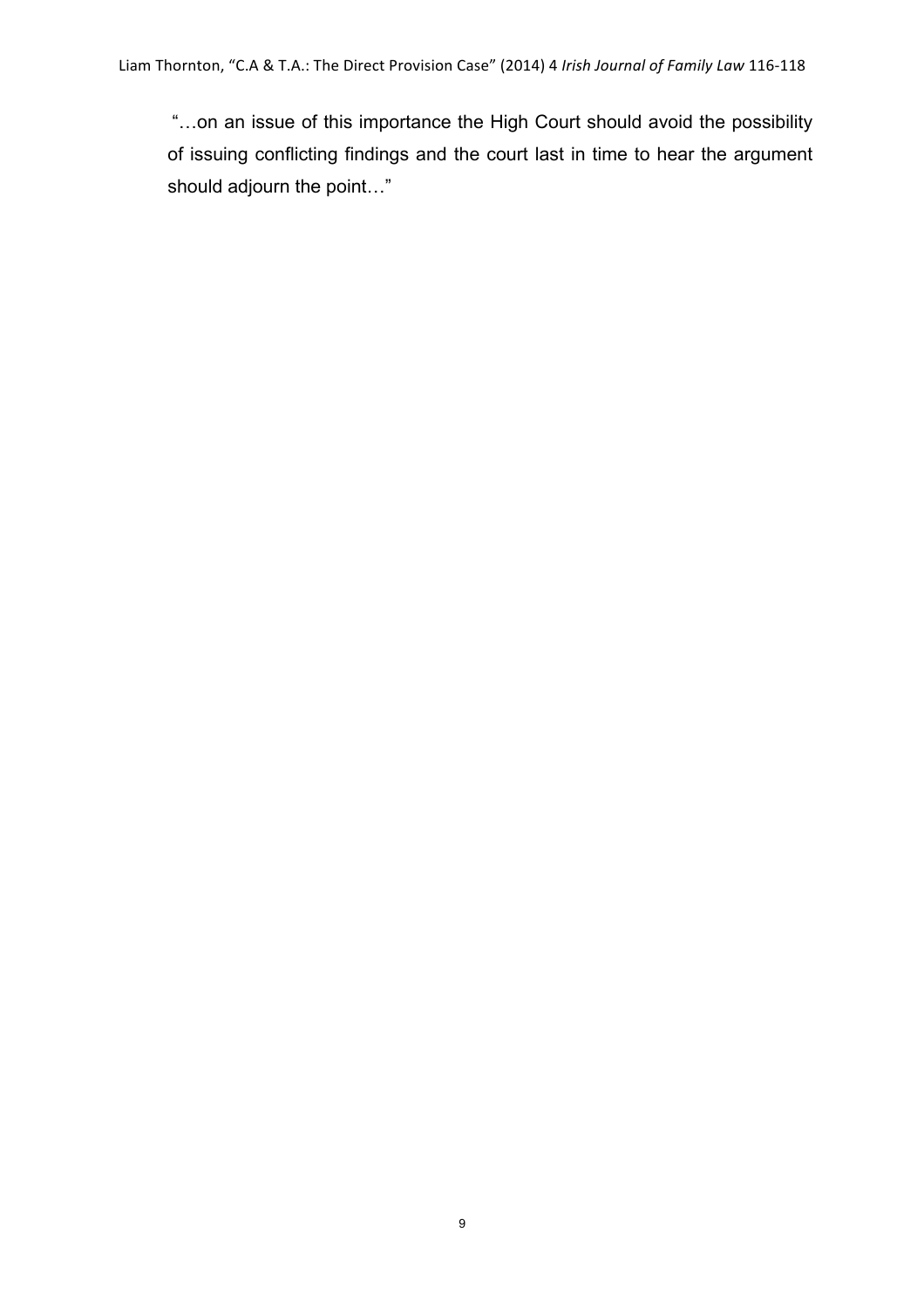"…on an issue of this importance the High Court should avoid the possibility of issuing conflicting findings and the court last in time to hear the argument should adjourn the point…"